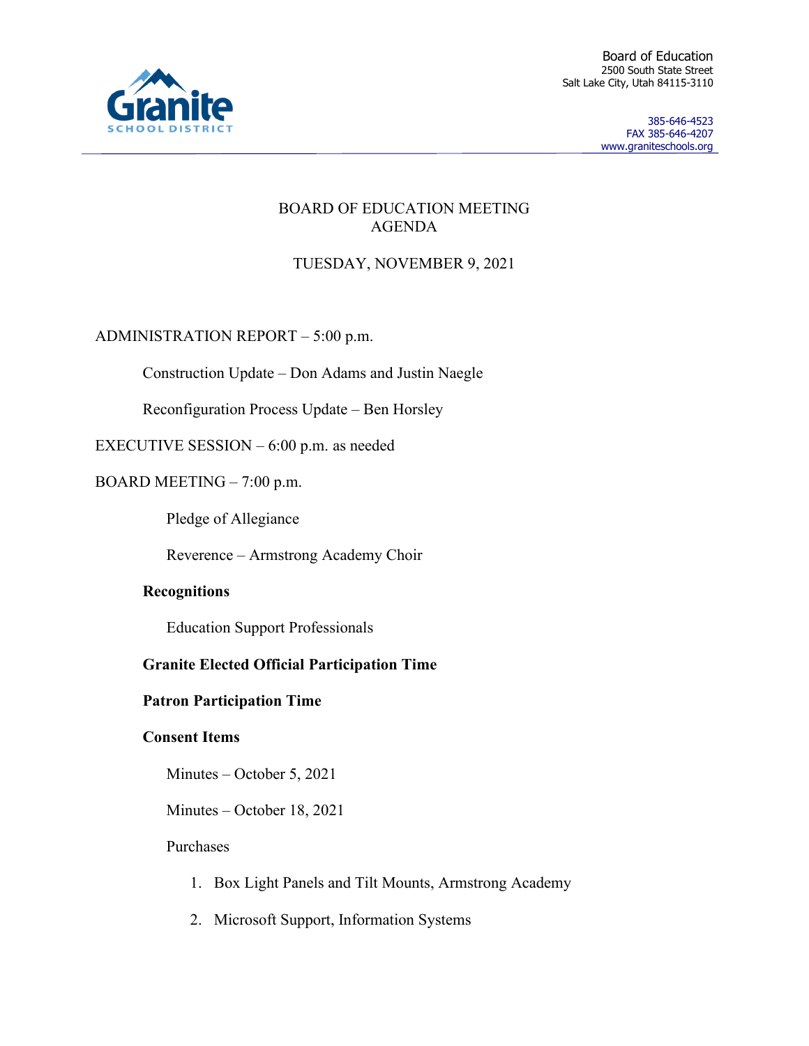Granite SCHOOL DISTRICT

Board of Education
2500 South State Street
Salt Lake City, Utah 84115-3110

385-646-4523
FAX 385-646-4207
www.graniteschools.org

# BOARD OF EDUCATION MEETING AGENDA

## TUESDAY, NOVEMBER 9, 2021

ADMINISTRATION REPORT – 5:00 p.m.

Construction Update – Don Adams and Justin Naegle

Reconfiguration Process Update – Ben Horsley

EXECUTIVE SESSION – 6:00 p.m. as needed

BOARD MEETING – 7:00 p.m.

Pledge of Allegiance

Reverence – Armstrong Academy Choir

**Recognitions**

Education Support Professionals

**Granite Elected Official Participation Time**

**Patron Participation Time**

**Consent Items**

Minutes – October 5, 2021

Minutes – October 18, 2021

Purchases

1. Box Light Panels and Tilt Mounts, Armstrong Academy
2. Microsoft Support, Information Systems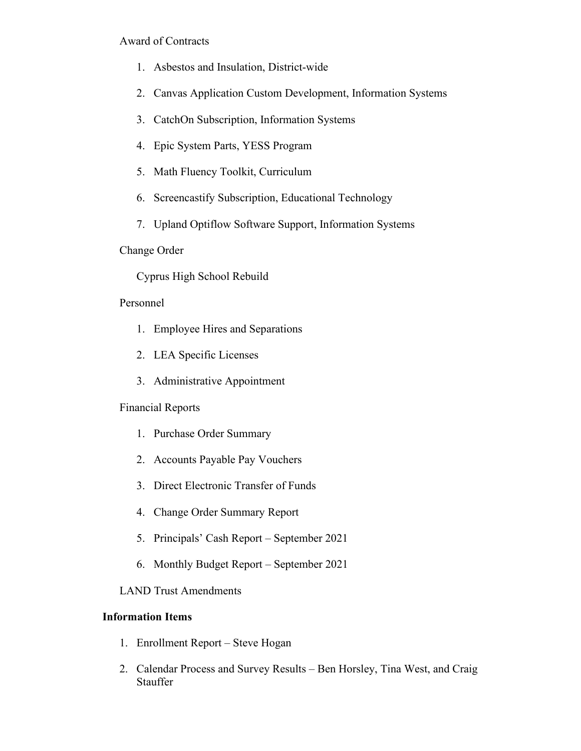Award of Contracts

1. Asbestos and Insulation, District-wide
2. Canvas Application Custom Development, Information Systems
3. CatchOn Subscription, Information Systems
4. Epic System Parts, YESS Program
5. Math Fluency Toolkit, Curriculum
6. Screencastify Subscription, Educational Technology
7. Upland Optiflow Software Support, Information Systems

Change Order

Cyprus High School Rebuild

Personnel

1. Employee Hires and Separations
2. LEA Specific Licenses
3. Administrative Appointment

Financial Reports

1. Purchase Order Summary
2. Accounts Payable Pay Vouchers
3. Direct Electronic Transfer of Funds
4. Change Order Summary Report
5. Principals' Cash Report – September 2021
6. Monthly Budget Report – September 2021

LAND Trust Amendments

**Information Items**

1. Enrollment Report – Steve Hogan
2. Calendar Process and Survey Results – Ben Horsley, Tina West, and Craig Stauffer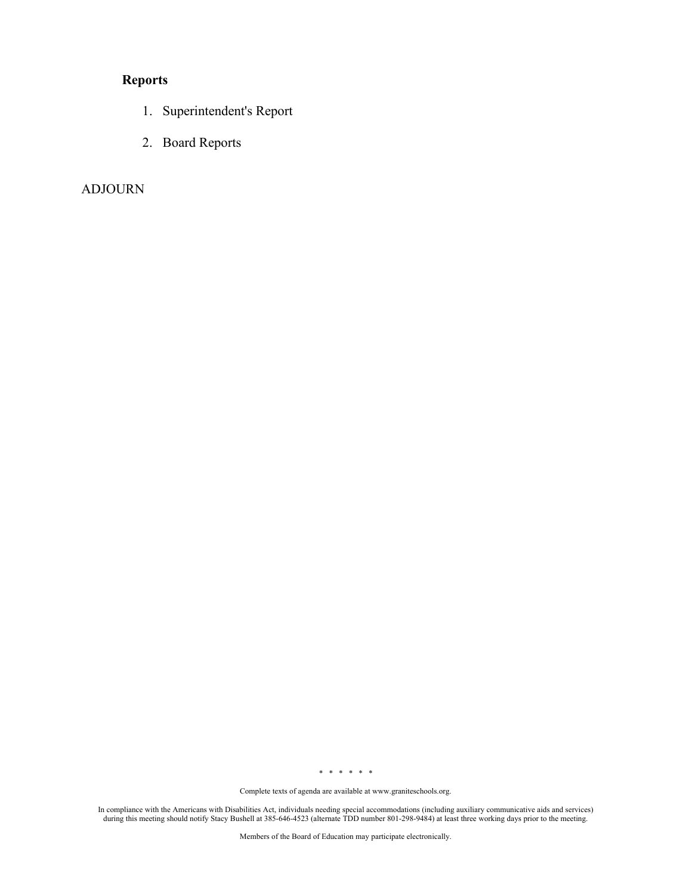**Reports**

1. Superintendent's Report

2. Board Reports

ADJOURN

\* \* \* \* \* \*

Complete texts of agenda are available at www.graniteschools.org.

In compliance with the Americans with Disabilities Act, individuals needing special accommodations (including auxiliary communicative aids and services) during this meeting should notify Stacy Bushell at 385-646-4523 (alternate TDD number 801-298-9484) at least three working days prior to the meeting.

Members of the Board of Education may participate electronically.